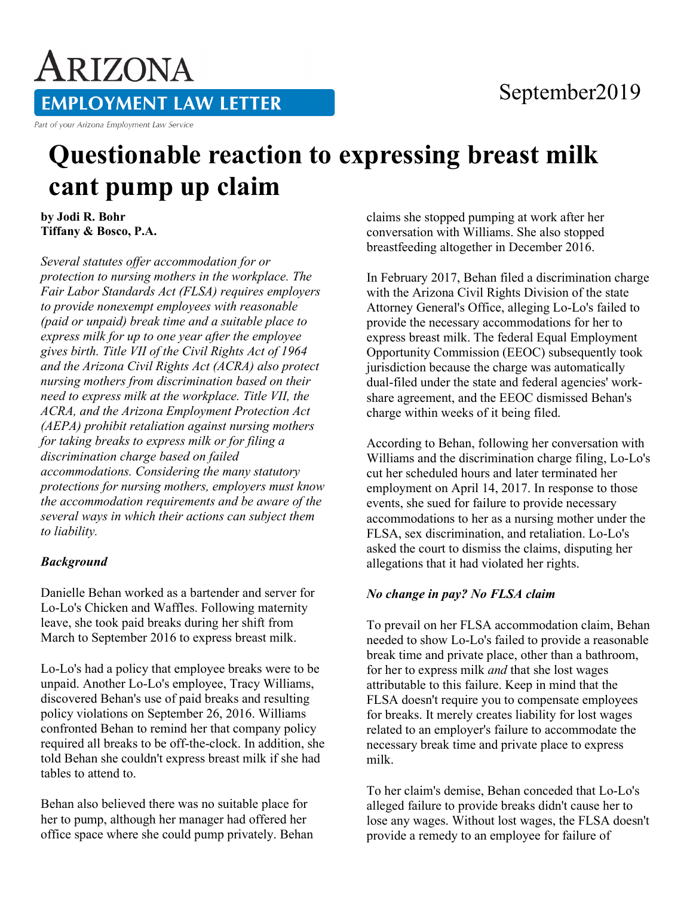# Arizona Employment Law Letter

Part of your Arizona Employment Law Service

September2019

# Questionable reaction to expressing breast milk cant pump up claim

**by Jodi R. Bohr**
**Tiffany & Bosco, P.A.**

*Several statutes offer accommodation for or protection to nursing mothers in the workplace. The Fair Labor Standards Act (FLSA) requires employers to provide nonexempt employees with reasonable (paid or unpaid) break time and a suitable place to express milk for up to one year after the employee gives birth. Title VII of the Civil Rights Act of 1964 and the Arizona Civil Rights Act (ACRA) also protect nursing mothers from discrimination based on their need to express milk at the workplace. Title VII, the ACRA, and the Arizona Employment Protection Act (AEPA) prohibit retaliation against nursing mothers for taking breaks to express milk or for filing a discrimination charge based on failed accommodations. Considering the many statutory protections for nursing mothers, employers must know the accommodation requirements and be aware of the several ways in which their actions can subject them to liability.*

### *Background*

Danielle Behan worked as a bartender and server for Lo-Lo's Chicken and Waffles. Following maternity leave, she took paid breaks during her shift from March to September 2016 to express breast milk.

Lo-Lo's had a policy that employee breaks were to be unpaid. Another Lo-Lo's employee, Tracy Williams, discovered Behan's use of paid breaks and resulting policy violations on September 26, 2016. Williams confronted Behan to remind her that company policy required all breaks to be off-the-clock. In addition, she told Behan she couldn't express breast milk if she had tables to attend to.

Behan also believed there was no suitable place for her to pump, although her manager had offered her office space where she could pump privately. Behan claims she stopped pumping at work after her conversation with Williams. She also stopped breastfeeding altogether in December 2016.

In February 2017, Behan filed a discrimination charge with the Arizona Civil Rights Division of the state Attorney General's Office, alleging Lo-Lo's failed to provide the necessary accommodations for her to express breast milk. The federal Equal Employment Opportunity Commission (EEOC) subsequently took jurisdiction because the charge was automatically dual-filed under the state and federal agencies' work-share agreement, and the EEOC dismissed Behan's charge within weeks of it being filed.

According to Behan, following her conversation with Williams and the discrimination charge filing, Lo-Lo's cut her scheduled hours and later terminated her employment on April 14, 2017. In response to those events, she sued for failure to provide necessary accommodations to her as a nursing mother under the FLSA, sex discrimination, and retaliation. Lo-Lo's asked the court to dismiss the claims, disputing her allegations that it had violated her rights.

### *No change in pay? No FLSA claim*

To prevail on her FLSA accommodation claim, Behan needed to show Lo-Lo's failed to provide a reasonable break time and private place, other than a bathroom, for her to express milk *and* that she lost wages attributable to this failure. Keep in mind that the FLSA doesn't require you to compensate employees for breaks. It merely creates liability for lost wages related to an employer's failure to accommodate the necessary break time and private place to express milk.

To her claim's demise, Behan conceded that Lo-Lo's alleged failure to provide breaks didn't cause her to lose any wages. Without lost wages, the FLSA doesn't provide a remedy to an employee for failure of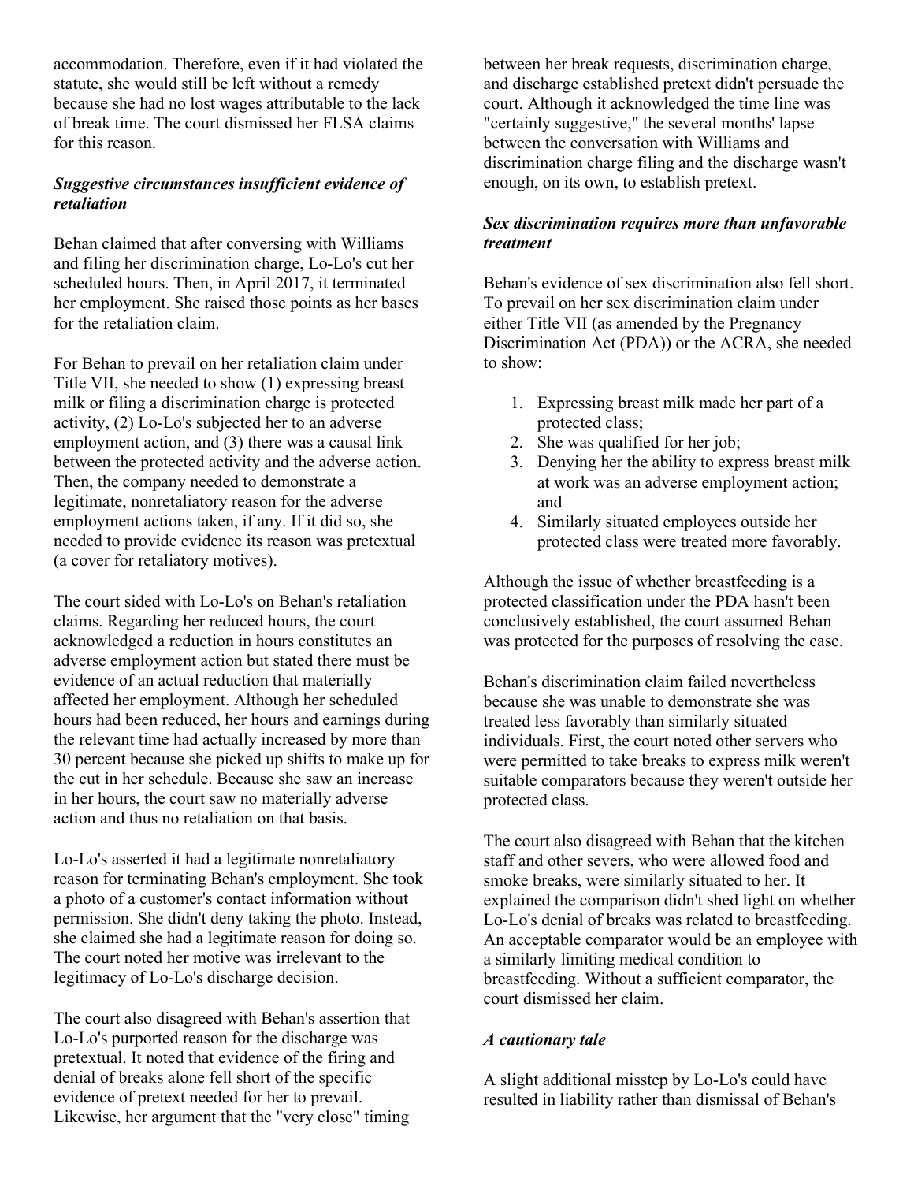accommodation. Therefore, even if it had violated the statute, she would still be left without a remedy because she had no lost wages attributable to the lack of break time. The court dismissed her FLSA claims for this reason.

### *Suggestive circumstances insufficient evidence of retaliation*

Behan claimed that after conversing with Williams and filing her discrimination charge, Lo-Lo's cut her scheduled hours. Then, in April 2017, it terminated her employment. She raised those points as her bases for the retaliation claim.

For Behan to prevail on her retaliation claim under Title VII, she needed to show (1) expressing breast milk or filing a discrimination charge is protected activity, (2) Lo-Lo's subjected her to an adverse employment action, and (3) there was a causal link between the protected activity and the adverse action. Then, the company needed to demonstrate a legitimate, nonretaliatory reason for the adverse employment actions taken, if any. If it did so, she needed to provide evidence its reason was pretextual (a cover for retaliatory motives).

The court sided with Lo-Lo's on Behan's retaliation claims. Regarding her reduced hours, the court acknowledged a reduction in hours constitutes an adverse employment action but stated there must be evidence of an actual reduction that materially affected her employment. Although her scheduled hours had been reduced, her hours and earnings during the relevant time had actually increased by more than 30 percent because she picked up shifts to make up for the cut in her schedule. Because she saw an increase in her hours, the court saw no materially adverse action and thus no retaliation on that basis.

Lo-Lo's asserted it had a legitimate nonretaliatory reason for terminating Behan's employment. She took a photo of a customer's contact information without permission. She didn't deny taking the photo. Instead, she claimed she had a legitimate reason for doing so. The court noted her motive was irrelevant to the legitimacy of Lo-Lo's discharge decision.

The court also disagreed with Behan's assertion that Lo-Lo's purported reason for the discharge was pretextual. It noted that evidence of the firing and denial of breaks alone fell short of the specific evidence of pretext needed for her to prevail. Likewise, her argument that the "very close" timing between her break requests, discrimination charge, and discharge established pretext didn't persuade the court. Although it acknowledged the time line was "certainly suggestive," the several months' lapse between the conversation with Williams and discrimination charge filing and the discharge wasn't enough, on its own, to establish pretext.

### *Sex discrimination requires more than unfavorable treatment*

Behan's evidence of sex discrimination also fell short. To prevail on her sex discrimination claim under either Title VII (as amended by the Pregnancy Discrimination Act (PDA)) or the ACRA, she needed to show:

1. Expressing breast milk made her part of a protected class;
2. She was qualified for her job;
3. Denying her the ability to express breast milk at work was an adverse employment action; and
4. Similarly situated employees outside her protected class were treated more favorably.

Although the issue of whether breastfeeding is a protected classification under the PDA hasn't been conclusively established, the court assumed Behan was protected for the purposes of resolving the case.

Behan's discrimination claim failed nevertheless because she was unable to demonstrate she was treated less favorably than similarly situated individuals. First, the court noted other servers who were permitted to take breaks to express milk weren't suitable comparators because they weren't outside her protected class.

The court also disagreed with Behan that the kitchen staff and other severs, who were allowed food and smoke breaks, were similarly situated to her. It explained the comparison didn't shed light on whether Lo-Lo's denial of breaks was related to breastfeeding. An acceptable comparator would be an employee with a similarly limiting medical condition to breastfeeding. Without a sufficient comparator, the court dismissed her claim.

### *A cautionary tale*

A slight additional misstep by Lo-Lo's could have resulted in liability rather than dismissal of Behan's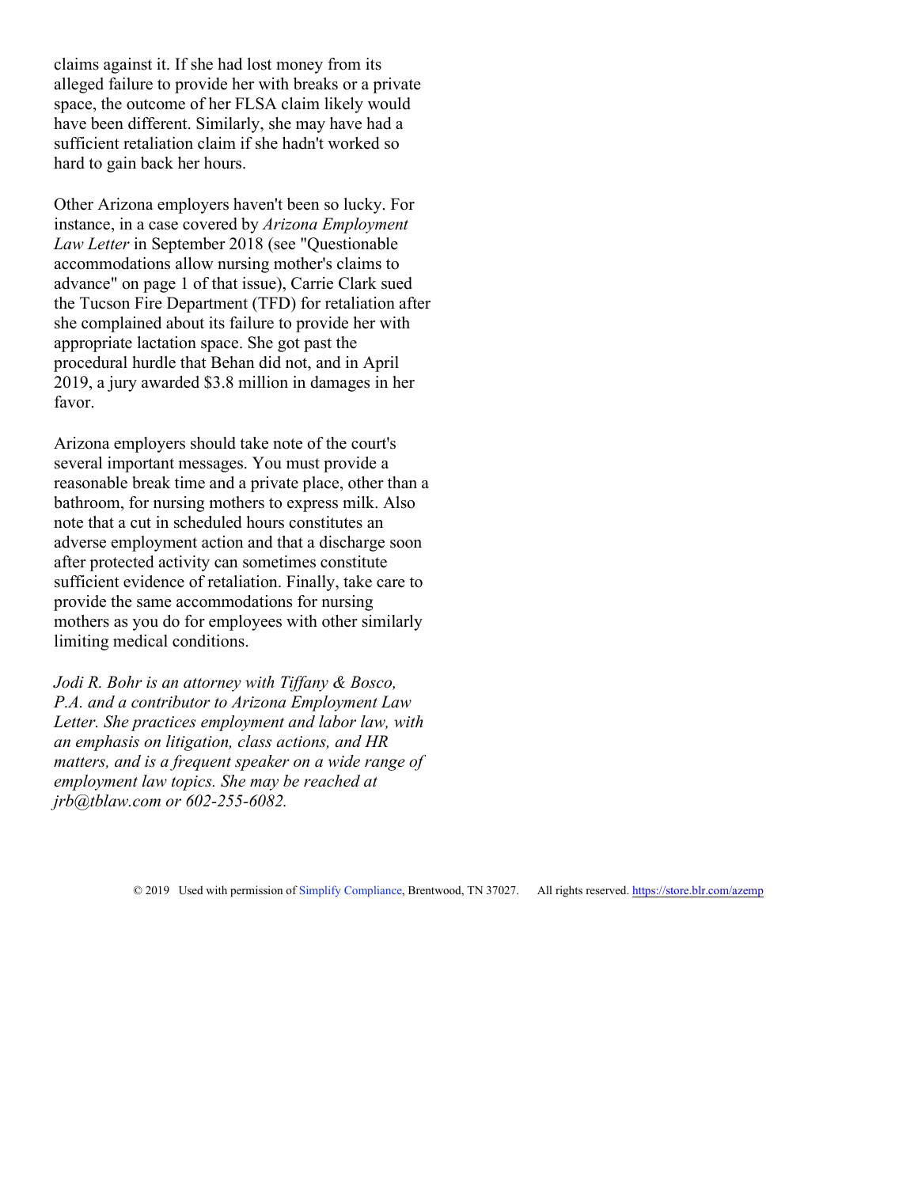claims against it. If she had lost money from its alleged failure to provide her with breaks or a private space, the outcome of her FLSA claim likely would have been different. Similarly, she may have had a sufficient retaliation claim if she hadn't worked so hard to gain back her hours.

Other Arizona employers haven't been so lucky. For instance, in a case covered by *Arizona Employment Law Letter* in September 2018 (see "Questionable accommodations allow nursing mother's claims to advance" on page 1 of that issue), Carrie Clark sued the Tucson Fire Department (TFD) for retaliation after she complained about its failure to provide her with appropriate lactation space. She got past the procedural hurdle that Behan did not, and in April 2019, a jury awarded $3.8 million in damages in her favor.

Arizona employers should take note of the court's several important messages. You must provide a reasonable break time and a private place, other than a bathroom, for nursing mothers to express milk. Also note that a cut in scheduled hours constitutes an adverse employment action and that a discharge soon after protected activity can sometimes constitute sufficient evidence of retaliation. Finally, take care to provide the same accommodations for nursing mothers as you do for employees with other similarly limiting medical conditions.

*Jodi R. Bohr is an attorney with Tiffany & Bosco, P.A. and a contributor to Arizona Employment Law Letter. She practices employment and labor law, with an emphasis on litigation, class actions, and HR matters, and is a frequent speaker on a wide range of employment law topics. She may be reached at jrb@tblaw.com or 602-255-6082.*

© 2019 Used with permission of Simplify Compliance, Brentwood, TN 37027. All rights reserved. https://store.blr.com/azemp